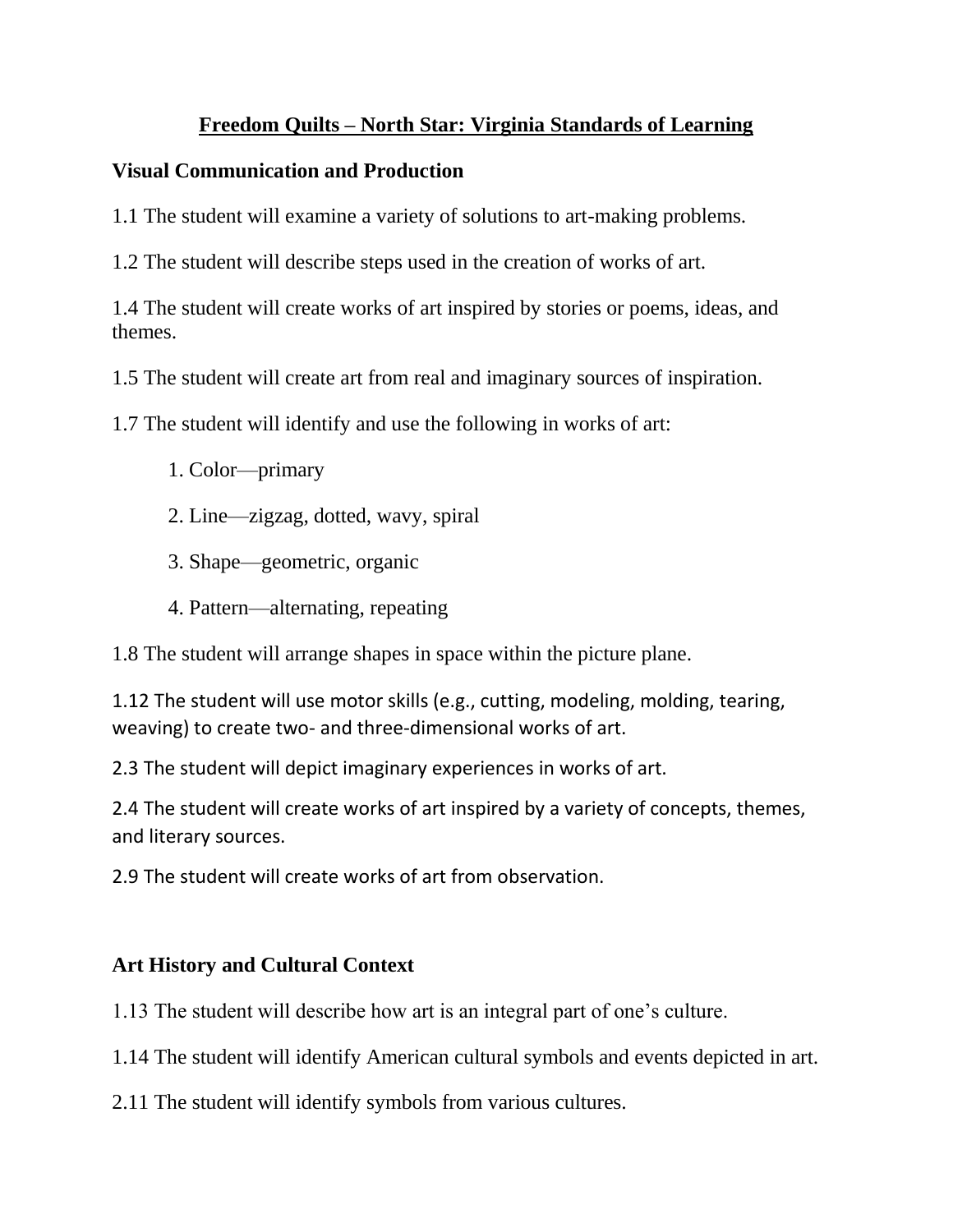# Freedom Quilts – North Star: Virginia Standards of Learning

## Visual Communication and Production

1.1 The student will examine a variety of solutions to art-making problems.

1.2 The student will describe steps used in the creation of works of art.

1.4 The student will create works of art inspired by stories or poems, ideas, and themes.

1.5 The student will create art from real and imaginary sources of inspiration.

1.7 The student will identify and use the following in works of art:

1. Color—primary
2. Line—zigzag, dotted, wavy, spiral
3. Shape—geometric, organic
4. Pattern—alternating, repeating

1.8 The student will arrange shapes in space within the picture plane.

1.12 The student will use motor skills (e.g., cutting, modeling, molding, tearing, weaving) to create two- and three-dimensional works of art.

2.3 The student will depict imaginary experiences in works of art.

2.4 The student will create works of art inspired by a variety of concepts, themes, and literary sources.

2.9 The student will create works of art from observation.

## Art History and Cultural Context

1.13 The student will describe how art is an integral part of one's culture.

1.14 The student will identify American cultural symbols and events depicted in art.

2.11 The student will identify symbols from various cultures.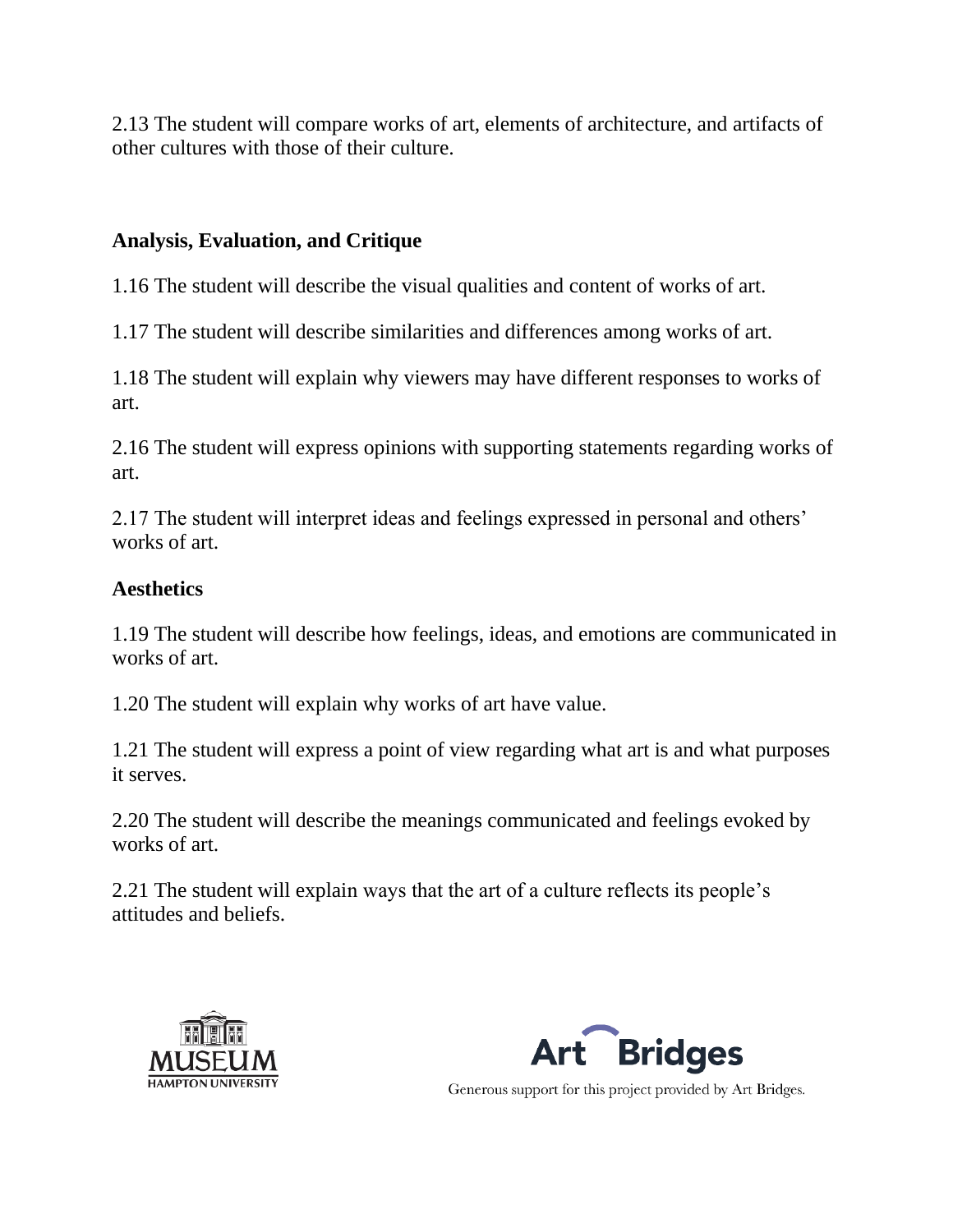2.13 The student will compare works of art, elements of architecture, and artifacts of other cultures with those of their culture.

**Analysis, Evaluation, and Critique**

1.16 The student will describe the visual qualities and content of works of art.

1.17 The student will describe similarities and differences among works of art.

1.18 The student will explain why viewers may have different responses to works of art.

2.16 The student will express opinions with supporting statements regarding works of art.

2.17 The student will interpret ideas and feelings expressed in personal and others' works of art.

**Aesthetics**

1.19 The student will describe how feelings, ideas, and emotions are communicated in works of art.

1.20 The student will explain why works of art have value.

1.21 The student will express a point of view regarding what art is and what purposes it serves.

2.20 The student will describe the meanings communicated and feelings evoked by works of art.

2.21 The student will explain ways that the art of a culture reflects its people's attitudes and beliefs.

MUSEUM
HAMPTON UNIVERSITY

Art Bridges

Generous support for this project provided by Art Bridges.